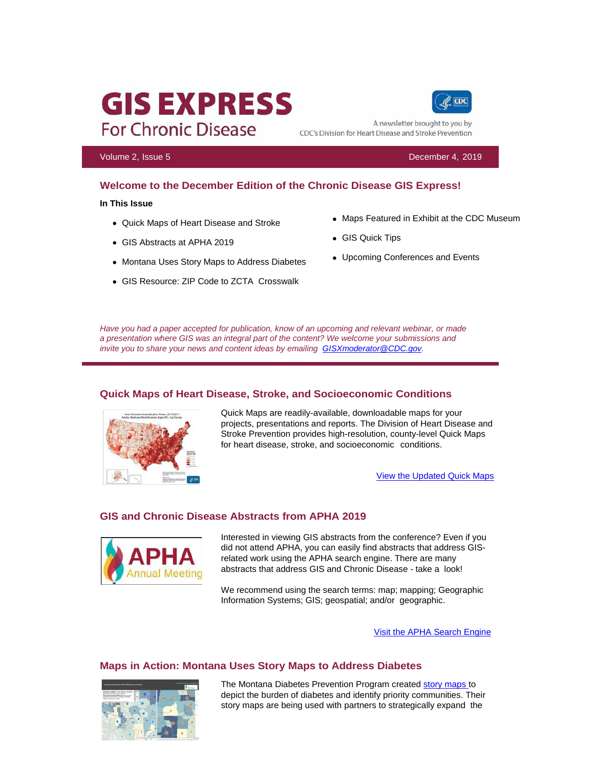# GIS EXPRESS

For Chronic Disease

A newsletter brought to you by CDC's Division for Heart Disease and Stroke Prevention

Volume 2, Issue 5 December 4, 2019

## Welcome to the December Edition of the Chronic Disease GIS Express!

**In This Issue**

- Quick Maps of Heart Disease and Stroke
- GIS Abstracts at APHA 2019
- Montana Uses Story Maps to Address Diabetes
- GIS Resource: ZIP Code to ZCTA Crosswalk
- Maps Featured in Exhibit at the CDC Museum
- GIS Quick Tips
- Upcoming Conferences and Events

*Have you had a paper accepted for publication, know of an upcoming and relevant webinar, or made a presentation where GIS was an integral part of the content? We welcome your submissions and invite you to share your news and content ideas by emailing GISXmoderator@CDC.gov.*

## Quick Maps of Heart Disease, Stroke, and Socioeconomic Conditions

Quick Maps are readily-available, downloadable maps for your projects, presentations and reports. The Division of Heart Disease and Stroke Prevention provides high-resolution, county-level Quick Maps for heart disease, stroke, and socioeconomic conditions.

View the Updated Quick Maps

## GIS and Chronic Disease Abstracts from APHA 2019

Interested in viewing GIS abstracts from the conference? Even if you did not attend APHA, you can easily find abstracts that address GIS-related work using the APHA search engine. There are many abstracts that address GIS and Chronic Disease - take a look!

We recommend using the search terms: map; mapping; Geographic Information Systems; GIS; geospatial; and/or geographic.

Visit the APHA Search Engine

## Maps in Action: Montana Uses Story Maps to Address Diabetes

The Montana Diabetes Prevention Program created story maps to depict the burden of diabetes and identify priority communities. Their story maps are being used with partners to strategically expand the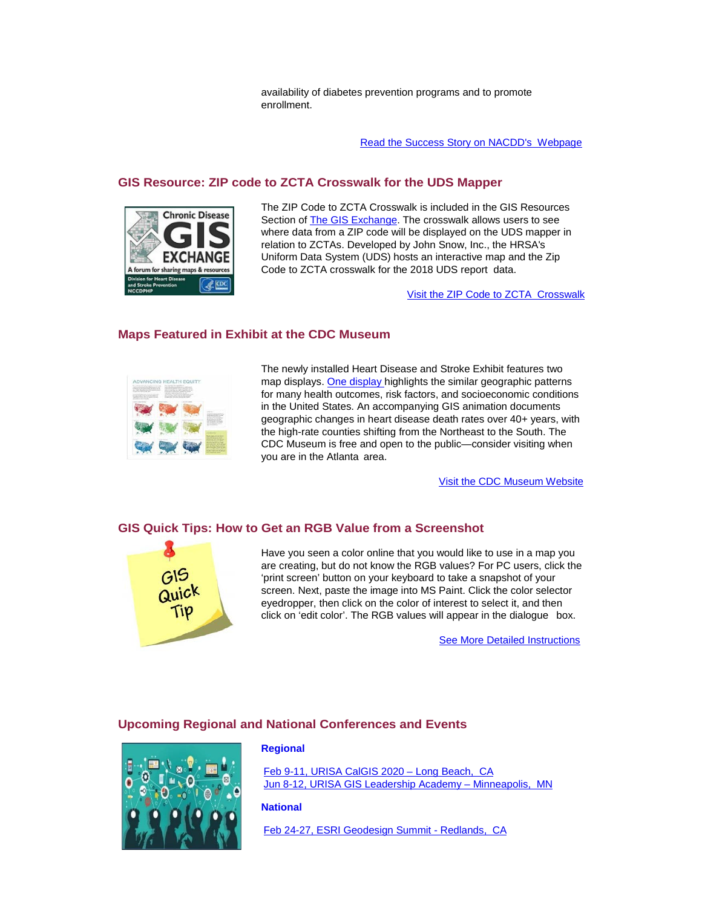availability of diabetes prevention programs and to promote enrollment.

Read the Success Story on NACDD's Webpage

## GIS Resource: ZIP code to ZCTA Crosswalk for the UDS Mapper

The ZIP Code to ZCTA Crosswalk is included in the GIS Resources Section of The GIS Exchange. The crosswalk allows users to see where data from a ZIP code will be displayed on the UDS mapper in relation to ZCTAs. Developed by John Snow, Inc., the HRSA's Uniform Data System (UDS) hosts an interactive map and the Zip Code to ZCTA crosswalk for the 2018 UDS report data.

Visit the ZIP Code to ZCTA Crosswalk

## Maps Featured in Exhibit at the CDC Museum

The newly installed Heart Disease and Stroke Exhibit features two map displays. One display highlights the similar geographic patterns for many health outcomes, risk factors, and socioeconomic conditions in the United States. An accompanying GIS animation documents geographic changes in heart disease death rates over 40+ years, with the high-rate counties shifting from the Northeast to the South. The CDC Museum is free and open to the public—consider visiting when you are in the Atlanta area.

Visit the CDC Museum Website

## GIS Quick Tips: How to Get an RGB Value from a Screenshot

Have you seen a color online that you would like to use in a map you are creating, but do not know the RGB values? For PC users, click the 'print screen' button on your keyboard to take a snapshot of your screen. Next, paste the image into MS Paint. Click the color selector eyedropper, then click on the color of interest to select it, and then click on 'edit color'. The RGB values will appear in the dialogue box.

See More Detailed Instructions

## Upcoming Regional and National Conferences and Events

**Regional**

Feb 9-11, URISA CalGIS 2020 – Long Beach, CA
Jun 8-12, URISA GIS Leadership Academy – Minneapolis, MN

**National**

Feb 24-27, ESRI Geodesign Summit - Redlands, CA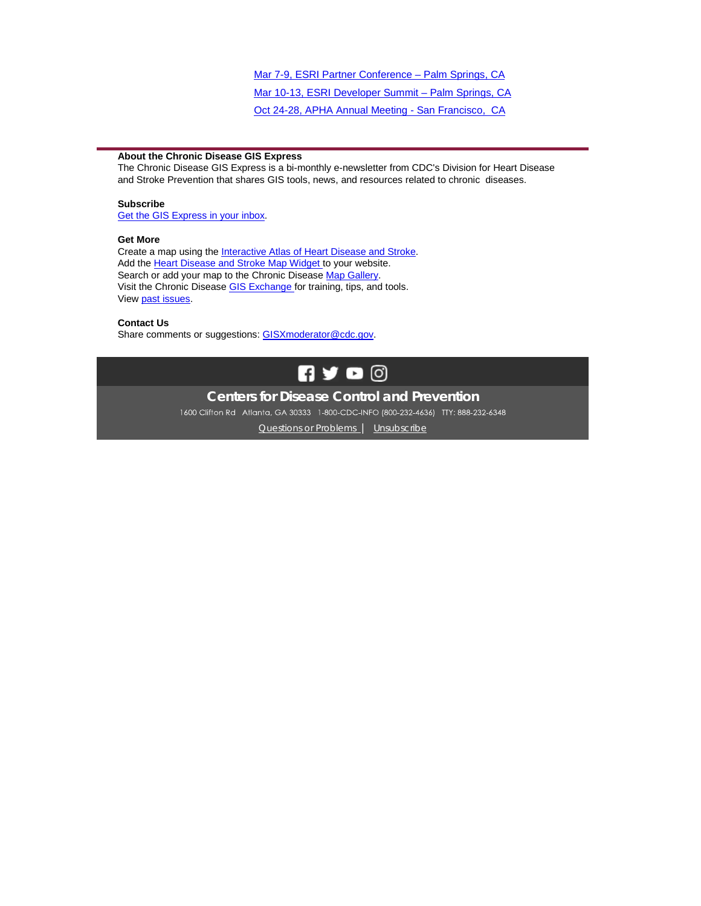Mar 7-9, ESRI Partner Conference – Palm Springs, CA

Mar 10-13, ESRI Developer Summit – Palm Springs, CA

Oct 24-28, APHA Annual Meeting - San Francisco, CA

---

**About the Chronic Disease GIS Express**

The Chronic Disease GIS Express is a bi-monthly e-newsletter from CDC's Division for Heart Disease and Stroke Prevention that shares GIS tools, news, and resources related to chronic diseases.

**Subscribe**

Get the GIS Express in your inbox.

**Get More**

Create a map using the Interactive Atlas of Heart Disease and Stroke.
Add the Heart Disease and Stroke Map Widget to your website.
Search or add your map to the Chronic Disease Map Gallery.
Visit the Chronic Disease GIS Exchange for training, tips, and tools.
View past issues.

**Contact Us**

Share comments or suggestions: GISXmoderator@cdc.gov.

**Centers for Disease Control and Prevention**

1600 Clifton Rd Atlanta, GA 30333 1-800-CDC-INFO (800-232-4636) TTY: 888-232-6348

Questions or Problems | Unsubscribe